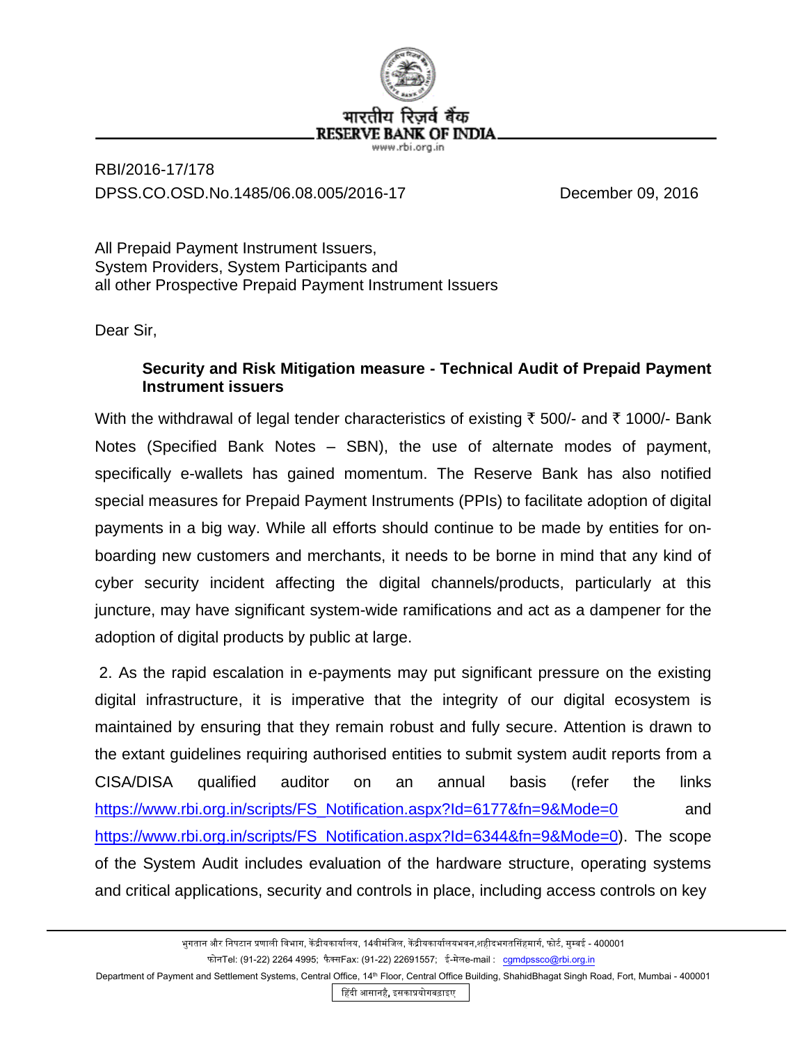भारतीय रिज़र्व बैंक
RESERVE BANK OF INDIA
www.rbi.org.in

RBI/2016-17/178
DPSS.CO.OSD.No.1485/06.08.005/2016-17 December 09, 2016

All Prepaid Payment Instrument Issuers,
System Providers, System Participants and
all other Prospective Prepaid Payment Instrument Issuers

Dear Sir,

**Security and Risk Mitigation measure - Technical Audit of Prepaid Payment Instrument issuers**

With the withdrawal of legal tender characteristics of existing ₹ 500/- and ₹ 1000/- Bank Notes (Specified Bank Notes – SBN), the use of alternate modes of payment, specifically e-wallets has gained momentum. The Reserve Bank has also notified special measures for Prepaid Payment Instruments (PPIs) to facilitate adoption of digital payments in a big way. While all efforts should continue to be made by entities for on-boarding new customers and merchants, it needs to be borne in mind that any kind of cyber security incident affecting the digital channels/products, particularly at this juncture, may have significant system-wide ramifications and act as a dampener for the adoption of digital products by public at large.

2. As the rapid escalation in e-payments may put significant pressure on the existing digital infrastructure, it is imperative that the integrity of our digital ecosystem is maintained by ensuring that they remain robust and fully secure. Attention is drawn to the extant guidelines requiring authorised entities to submit system audit reports from a CISA/DISA qualified auditor on an annual basis (refer the links https://www.rbi.org.in/scripts/FS_Notification.aspx?Id=6177&fn=9&Mode=0 and https://www.rbi.org.in/scripts/FS_Notification.aspx?Id=6344&fn=9&Mode=0). The scope of the System Audit includes evaluation of the hardware structure, operating systems and critical applications, security and controls in place, including access controls on key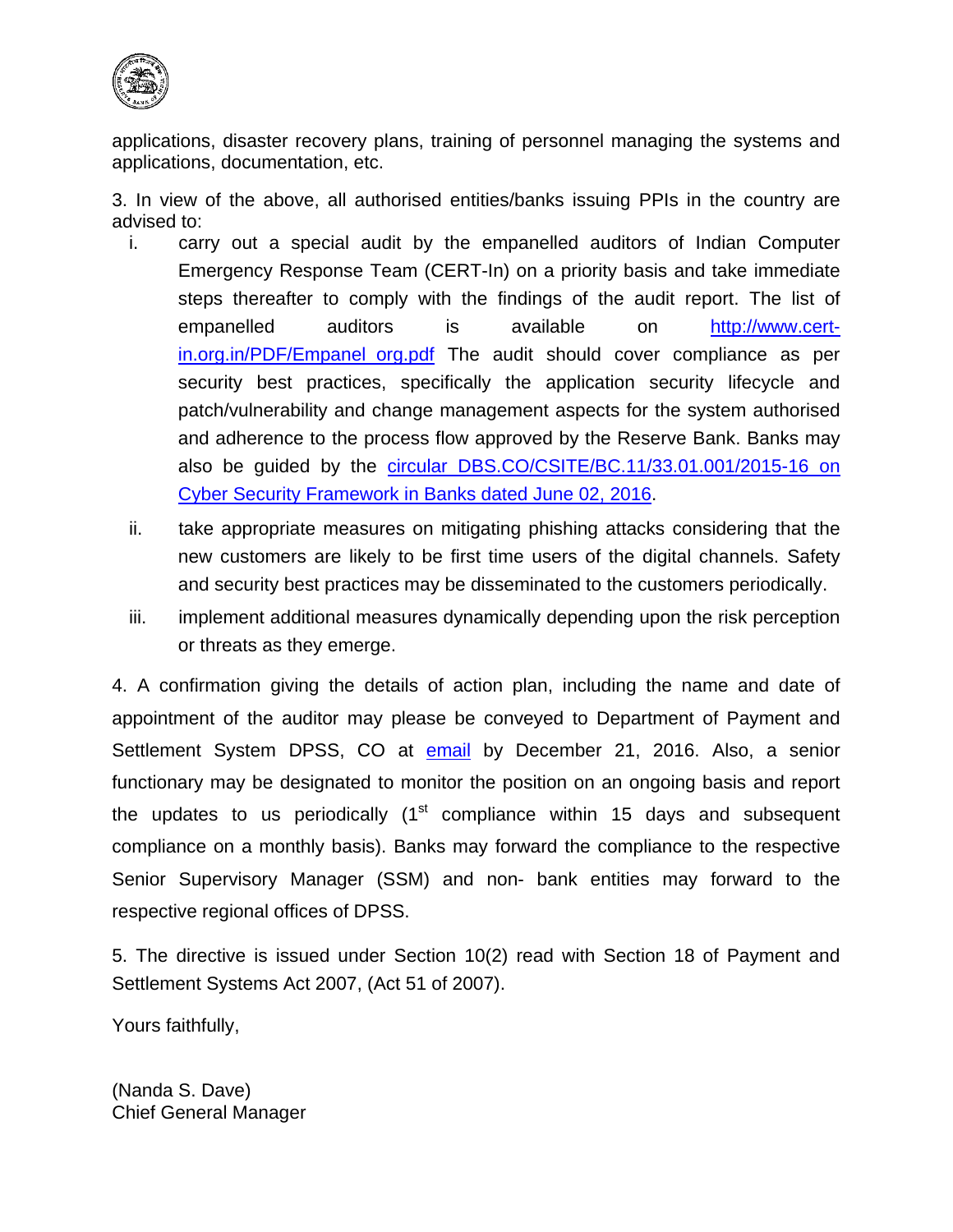applications, disaster recovery plans, training of personnel managing the systems and applications, documentation, etc.

3. In view of the above, all authorised entities/banks issuing PPIs in the country are advised to:

   i. carry out a special audit by the empanelled auditors of Indian Computer Emergency Response Team (CERT-In) on a priority basis and take immediate steps thereafter to comply with the findings of the audit report. The list of empanelled auditors is available on [http://www.cert-in.org.in/PDF/Empanel_org.pdf](http://www.cert-in.org.in/PDF/Empanel_org.pdf) The audit should cover compliance as per security best practices, specifically the application security lifecycle and patch/vulnerability and change management aspects for the system authorised and adherence to the process flow approved by the Reserve Bank. Banks may also be guided by the circular DBS.CO/CSITE/BC.11/33.01.001/2015-16 on Cyber Security Framework in Banks dated June 02, 2016.

   ii. take appropriate measures on mitigating phishing attacks considering that the new customers are likely to be first time users of the digital channels. Safety and security best practices may be disseminated to the customers periodically.

   iii. implement additional measures dynamically depending upon the risk perception or threats as they emerge.

4. A confirmation giving the details of action plan, including the name and date of appointment of the auditor may please be conveyed to Department of Payment and Settlement System DPSS, CO at email by December 21, 2016. Also, a senior functionary may be designated to monitor the position on an ongoing basis and report the updates to us periodically (1st compliance within 15 days and subsequent compliance on a monthly basis). Banks may forward the compliance to the respective Senior Supervisory Manager (SSM) and non- bank entities may forward to the respective regional offices of DPSS.

5. The directive is issued under Section 10(2) read with Section 18 of Payment and Settlement Systems Act 2007, (Act 51 of 2007).

Yours faithfully,

(Nanda S. Dave)
Chief General Manager